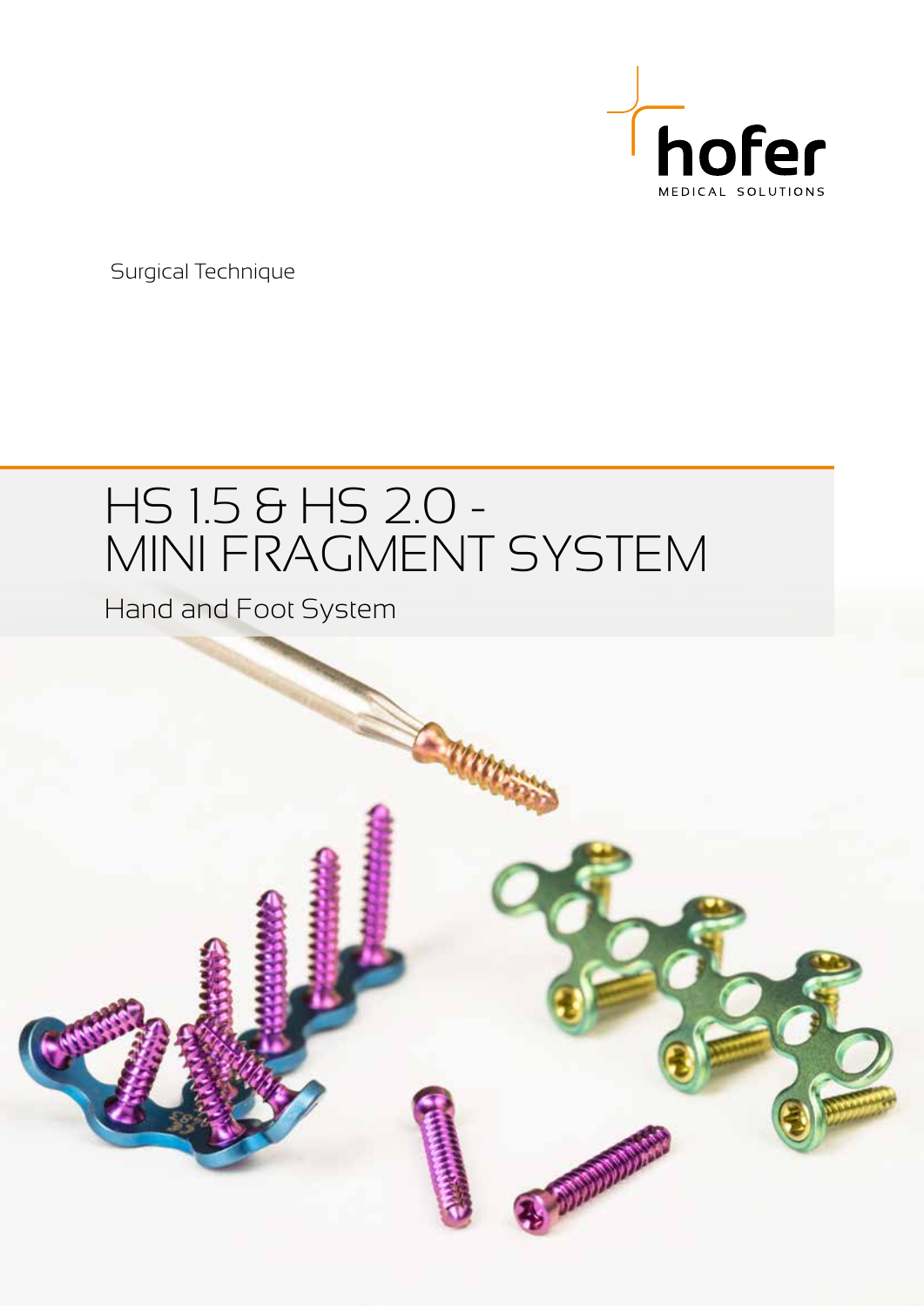hofer

MEDICAL SOLUTIONS

Surgical Technique

# HS 1.5 & HS 2.0 - MINI FRAGMENT SYSTEM

## Hand and Foot System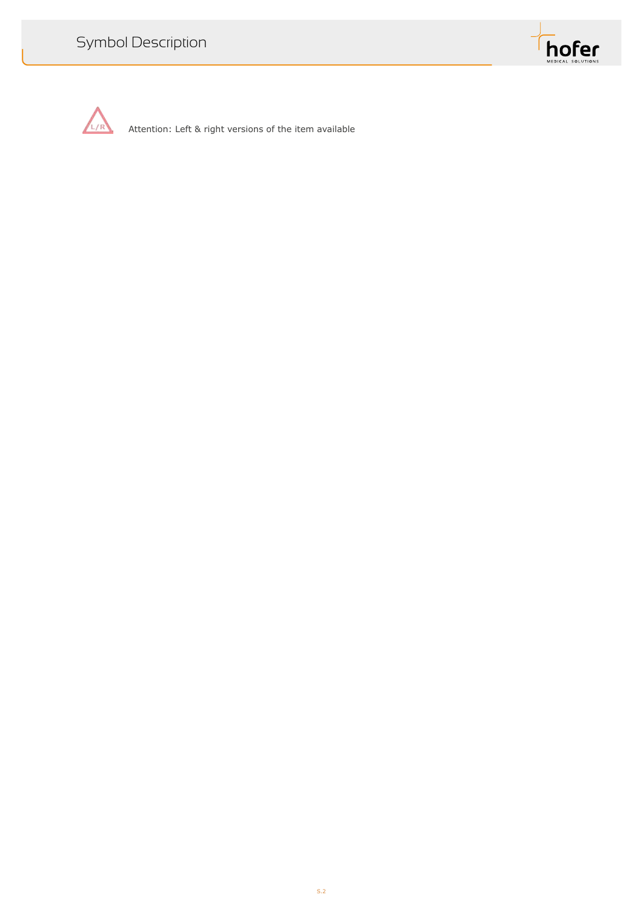# Symbol Description

L/R — Attention: Left & right versions of the item available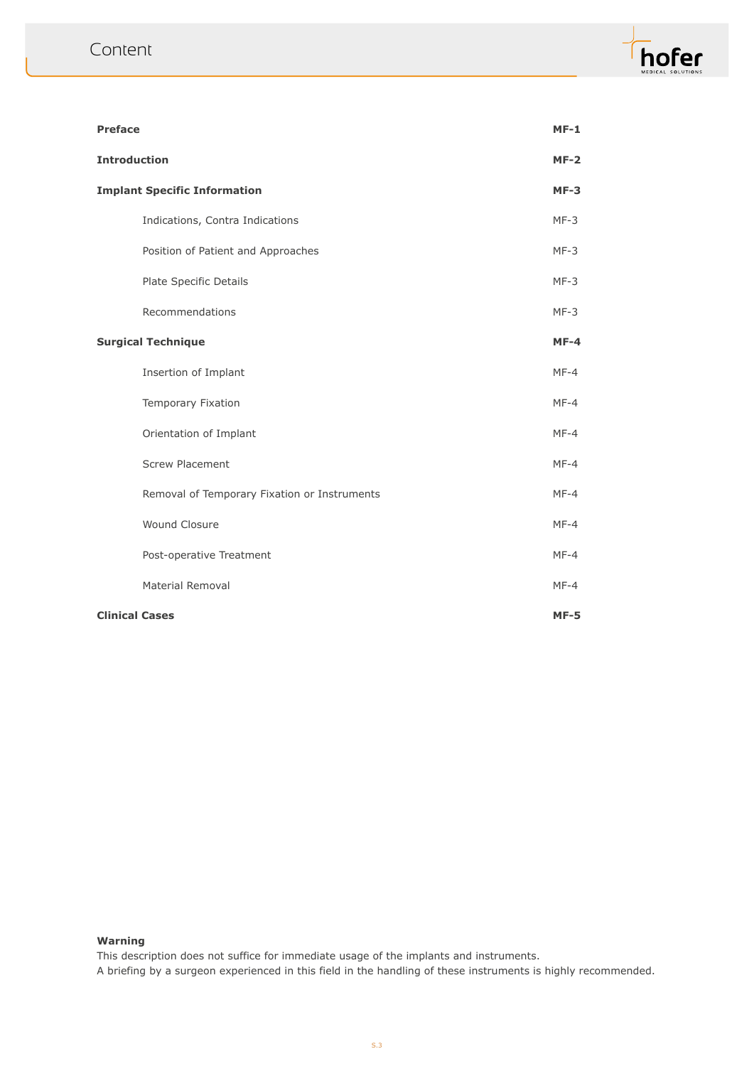# Content

| | |
|---|---|
| **Preface** | **MF-1** |
| **Introduction** | **MF-2** |
| **Implant Specific Information** | **MF-3** |
| Indications, Contra Indications | MF-3 |
| Position of Patient and Approaches | MF-3 |
| Plate Specific Details | MF-3 |
| Recommendations | MF-3 |
| **Surgical Technique** | **MF-4** |
| Insertion of Implant | MF-4 |
| Temporary Fixation | MF-4 |
| Orientation of Implant | MF-4 |
| Screw Placement | MF-4 |
| Removal of Temporary Fixation or Instruments | MF-4 |
| Wound Closure | MF-4 |
| Post-operative Treatment | MF-4 |
| Material Removal | MF-4 |
| **Clinical Cases** | **MF-5** |

**Warning**
This description does not suffice for immediate usage of the implants and instruments.
A briefing by a surgeon experienced in this field in the handling of these instruments is highly recommended.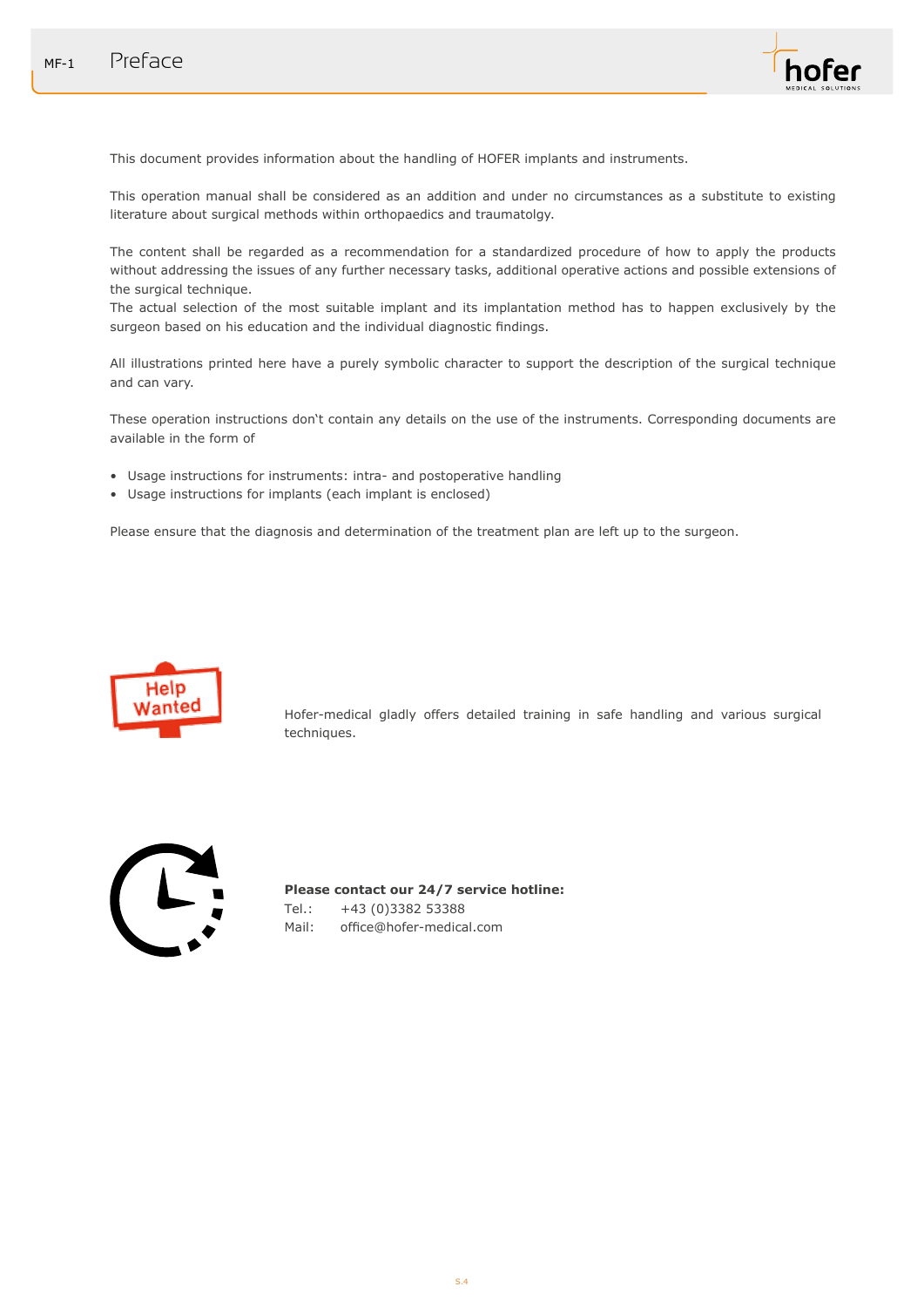# Preface

This document provides information about the handling of HOFER implants and instruments.

This operation manual shall be considered as an addition and under no circumstances as a substitute to existing literature about surgical methods within orthopaedics and traumatolgy.

The content shall be regarded as a recommendation for a standardized procedure of how to apply the products without addressing the issues of any further necessary tasks, additional operative actions and possible extensions of the surgical technique.
The actual selection of the most suitable implant and its implantation method has to happen exclusively by the surgeon based on his education and the individual diagnostic findings.

All illustrations printed here have a purely symbolic character to support the description of the surgical technique and can vary.

These operation instructions don't contain any details on the use of the instruments. Corresponding documents are available in the form of

- Usage instructions for instruments: intra- and postoperative handling
- Usage instructions for implants (each implant is enclosed)

Please ensure that the diagnosis and determination of the treatment plan are left up to the surgeon.

Hofer-medical gladly offers detailed training in safe handling and various surgical techniques.

**Please contact our 24/7 service hotline:**
Tel.: +43 (0)3382 53388
Mail: office@hofer-medical.com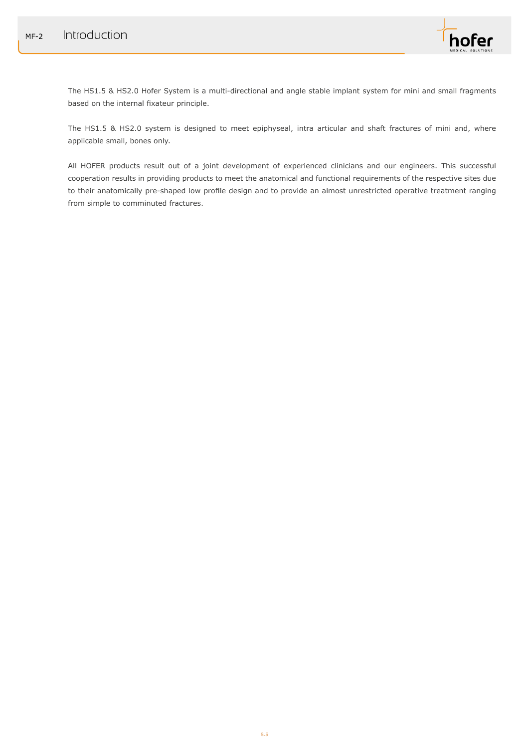# Introduction

The HS1.5 & HS2.0 Hofer System is a multi-directional and angle stable implant system for mini and small fragments based on the internal fixateur principle.

The HS1.5 & HS2.0 system is designed to meet epiphyseal, intra articular and shaft fractures of mini and, where applicable small, bones only.

All HOFER products result out of a joint development of experienced clinicians and our engineers. This successful cooperation results in providing products to meet the anatomical and functional requirements of the respective sites due to their anatomically pre-shaped low profile design and to provide an almost unrestricted operative treatment ranging from simple to comminuted fractures.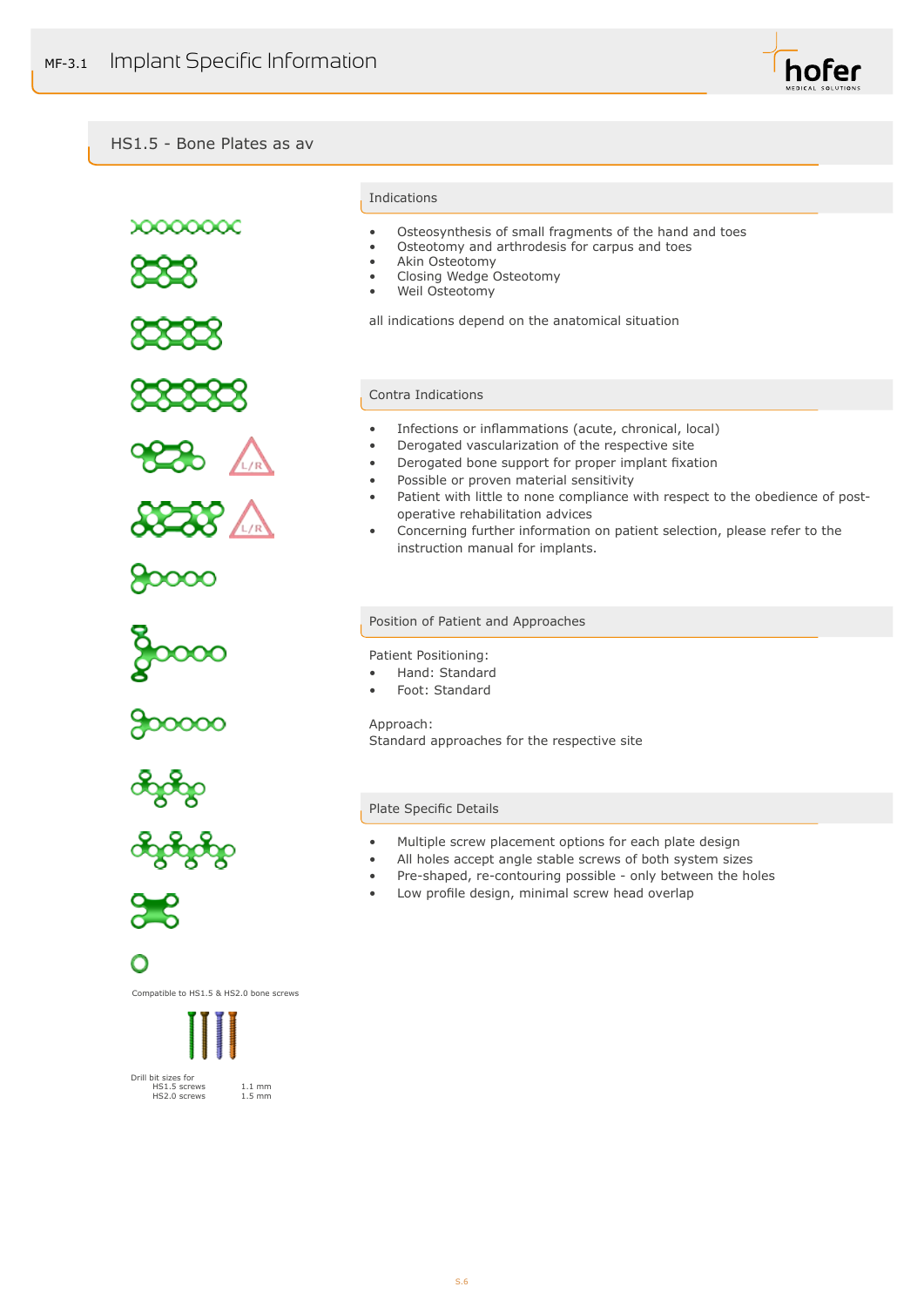## HS1.5 - Bone Plates as av

### Indications

- Osteosynthesis of small fragments of the hand and toes
- Osteotomy and arthrodesis for carpus and toes
- Akin Osteotomy
- Closing Wedge Osteotomy
- Weil Osteotomy

all indications depend on the anatomical situation

### Contra Indications

- Infections or inflammations (acute, chronical, local)
- Derogated vascularization of the respective site
- Derogated bone support for proper implant fixation
- Possible or proven material sensitivity
- Patient with little to none compliance with respect to the obedience of post-operative rehabilitation advices
- Concerning further information on patient selection, please refer to the instruction manual for implants.

### Position of Patient and Approaches

Patient Positioning:

- Hand: Standard
- Foot: Standard

Approach:
Standard approaches for the respective site

### Plate Specific Details

- Multiple screw placement options for each plate design
- All holes accept angle stable screws of both system sizes
- Pre-shaped, re-contouring possible - only between the holes
- Low profile design, minimal screw head overlap

L/R

L/R

Compatible to HS1.5 & HS2.0 bone screws

Drill bit sizes for

| | |
|---|---|
| HS1.5 screws | 1.1 mm |
| HS2.0 screws | 1.5 mm |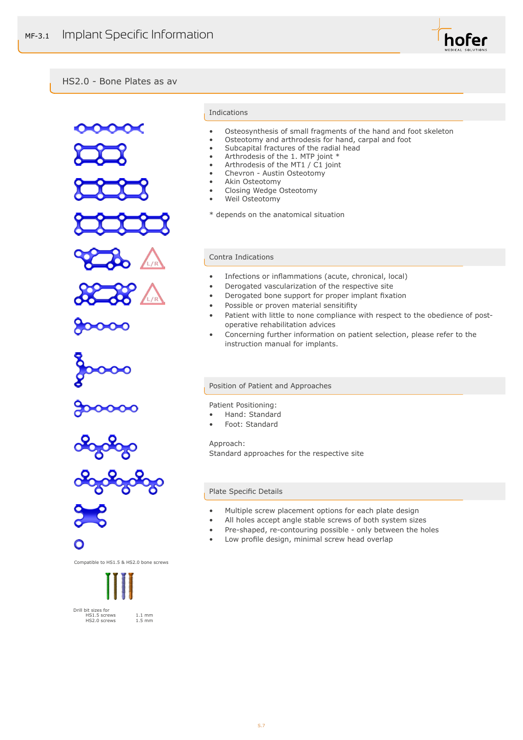# MF-3.1 Implant Specific Information

## HS2.0 - Bone Plates as av

### Indications

- Osteosynthesis of small fragments of the hand and foot skeleton
- Osteotomy and arthrodesis for hand, carpal and foot
- Subcapital fractures of the radial head
- Arthrodesis of the 1. MTP joint *
- Arthrodesis of the MT1 / C1 joint
- Chevron - Austin Osteotomy
- Akin Osteotomy
- Closing Wedge Osteotomy
- Weil Osteotomy

* depends on the anatomical situation

### Contra Indications

- Infections or inflammations (acute, chronical, local)
- Derogated vascularization of the respective site
- Derogated bone support for proper implant fixation
- Possible or proven material sensitifity
- Patient with little to none compliance with respect to the obedience of post-operative rehabilitation advices
- Concerning further information on patient selection, please refer to the instruction manual for implants.

### Position of Patient and Approaches

Patient Positioning:

- Hand: Standard
- Foot: Standard

Approach:
Standard approaches for the respective site

### Plate Specific Details

- Multiple screw placement options for each plate design
- All holes accept angle stable screws of both system sizes
- Pre-shaped, re-contouring possible - only between the holes
- Low profile design, minimal screw head overlap

L/R

L/R

Compatible to HS1.5 & HS2.0 bone screws

| Drill bit sizes for | |
|---|---|
| HS1.5 screws | 1.1 mm |
| HS2.0 screws | 1.5 mm |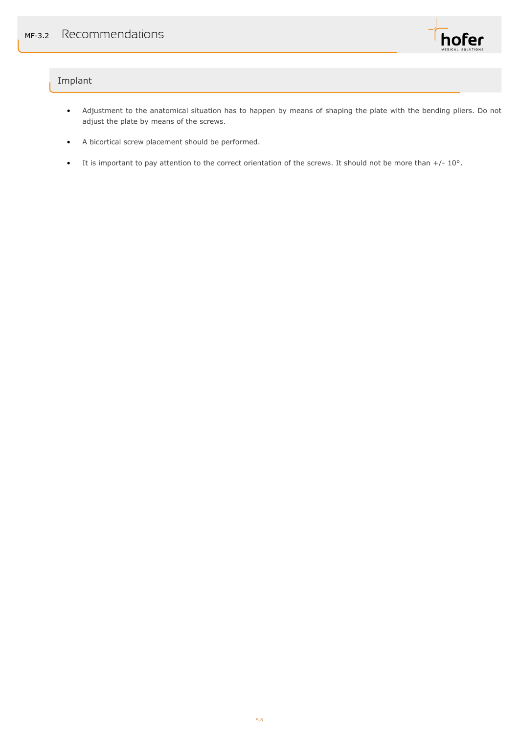# MF-3.2 Recommendations

## Implant

- Adjustment to the anatomical situation has to happen by means of shaping the plate with the bending pliers. Do not adjust the plate by means of the screws.
- A bicortical screw placement should be performed.
- It is important to pay attention to the correct orientation of the screws. It should not be more than +/- 10°.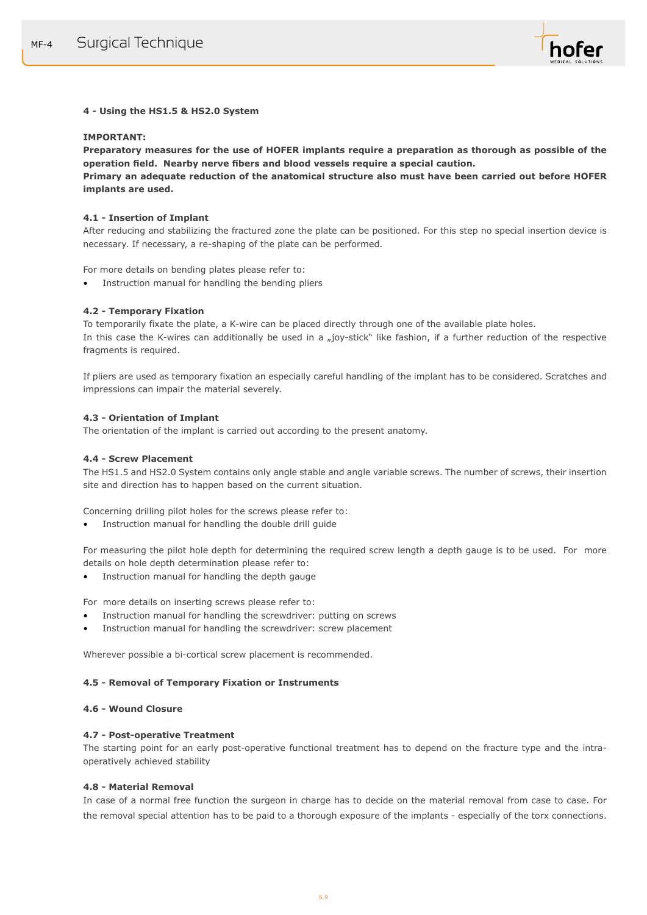## 4 - Using the HS1.5 & HS2.0 System

**IMPORTANT:**
**Preparatory measures for the use of HOFER implants require a preparation as thorough as possible of the operation field. Nearby nerve fibers and blood vessels require a special caution.**
**Primary an adequate reduction of the anatomical structure also must have been carried out before HOFER implants are used.**

### 4.1 - Insertion of Implant

After reducing and stabilizing the fractured zone the plate can be positioned. For this step no special insertion device is necessary. If necessary, a re-shaping of the plate can be performed.

For more details on bending plates please refer to:

- Instruction manual for handling the bending pliers

### 4.2 - Temporary Fixation

To temporarily fixate the plate, a K-wire can be placed directly through one of the available plate holes.
In this case the K-wires can additionally be used in a „joy-stick" like fashion, if a further reduction of the respective fragments is required.

If pliers are used as temporary fixation an especially careful handling of the implant has to be considered. Scratches and impressions can impair the material severely.

### 4.3 - Orientation of Implant

The orientation of the implant is carried out according to the present anatomy.

### 4.4 - Screw Placement

The HS1.5 and HS2.0 System contains only angle stable and angle variable screws. The number of screws, their insertion site and direction has to happen based on the current situation.

Concerning drilling pilot holes for the screws please refer to:

- Instruction manual for handling the double drill guide

For measuring the pilot hole depth for determining the required screw length a depth gauge is to be used. For more details on hole depth determination please refer to:

- Instruction manual for handling the depth gauge

For more details on inserting screws please refer to:

- Instruction manual for handling the screwdriver: putting on screws
- Instruction manual for handling the screwdriver: screw placement

Wherever possible a bi-cortical screw placement is recommended.

### 4.5 - Removal of Temporary Fixation or Instruments

### 4.6 - Wound Closure

### 4.7 - Post-operative Treatment

The starting point for an early post-operative functional treatment has to depend on the fracture type and the intra-operatively achieved stability

### 4.8 - Material Removal

In case of a normal free function the surgeon in charge has to decide on the material removal from case to case. For the removal special attention has to be paid to a thorough exposure of the implants - especially of the torx connections.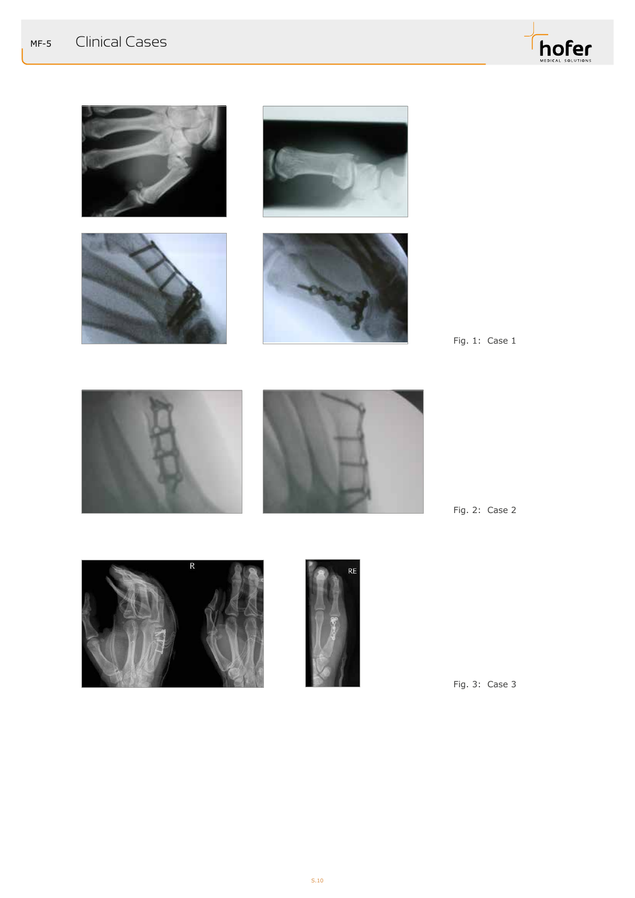# Clinical Cases

Fig. 1: Case 1

Fig. 2: Case 2

Fig. 3: Case 3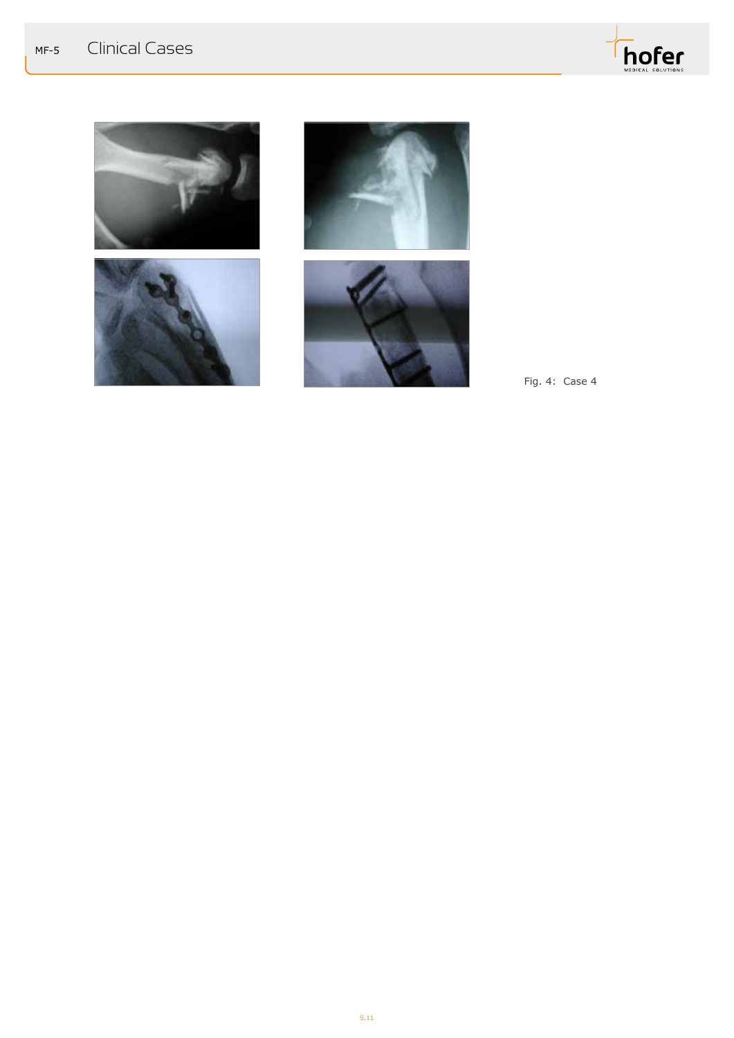Fig. 4: Case 4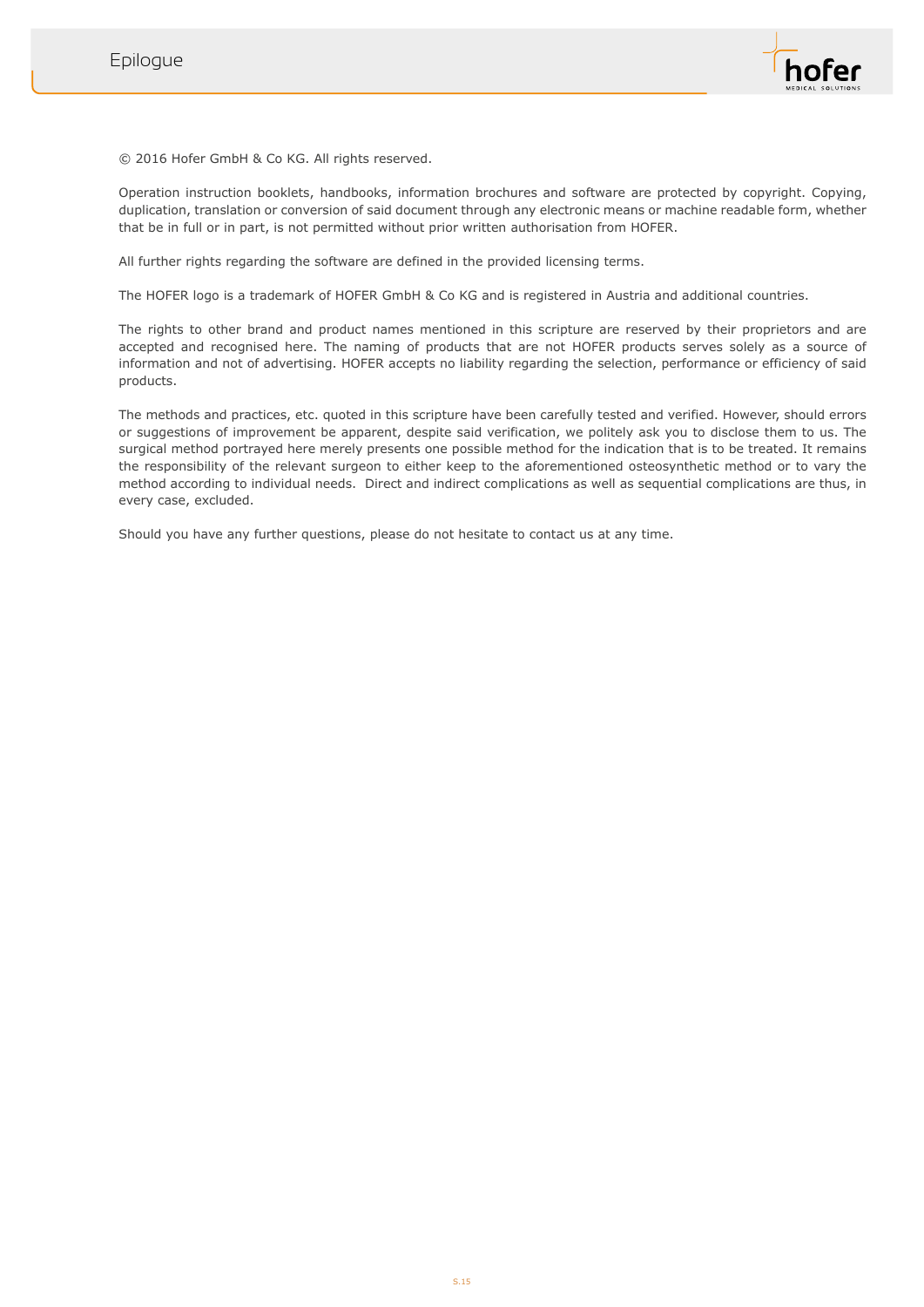# Epilogue

© 2016 Hofer GmbH & Co KG. All rights reserved.

Operation instruction booklets, handbooks, information brochures and software are protected by copyright. Copying, duplication, translation or conversion of said document through any electronic means or machine readable form, whether that be in full or in part, is not permitted without prior written authorisation from HOFER.

All further rights regarding the software are defined in the provided licensing terms.

The HOFER logo is a trademark of HOFER GmbH & Co KG and is registered in Austria and additional countries.

The rights to other brand and product names mentioned in this scripture are reserved by their proprietors and are accepted and recognised here. The naming of products that are not HOFER products serves solely as a source of information and not of advertising. HOFER accepts no liability regarding the selection, performance or efficiency of said products.

The methods and practices, etc. quoted in this scripture have been carefully tested and verified. However, should errors or suggestions of improvement be apparent, despite said verification, we politely ask you to disclose them to us. The surgical method portrayed here merely presents one possible method for the indication that is to be treated. It remains the responsibility of the relevant surgeon to either keep to the aforementioned osteosynthetic method or to vary the method according to individual needs. Direct and indirect complications as well as sequential complications are thus, in every case, excluded.

Should you have any further questions, please do not hesitate to contact us at any time.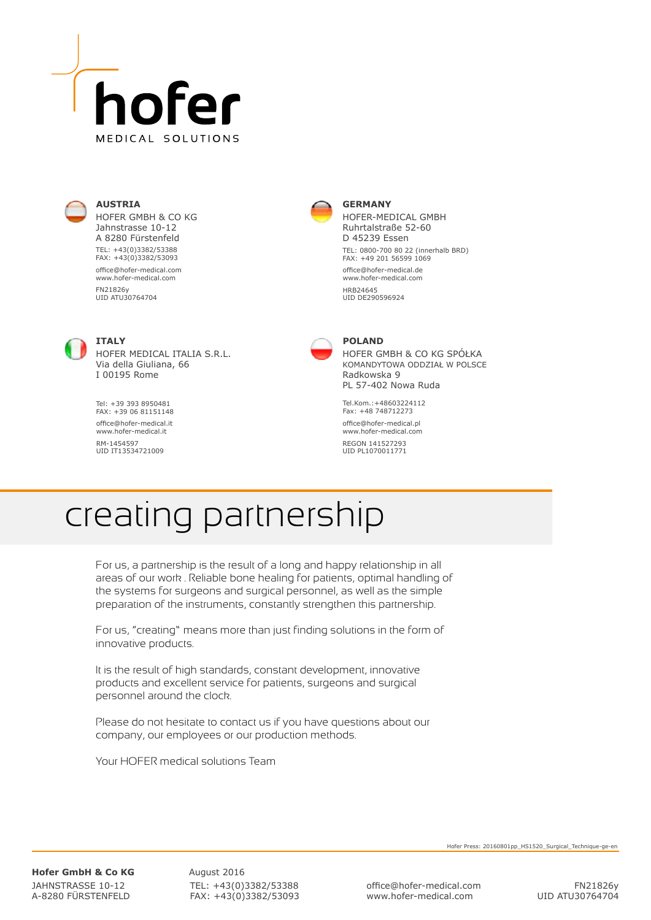hofer

MEDICAL SOLUTIONS

**AUSTRIA**
HOFER GMBH & CO KG
Jahnstrasse 10-12
A 8280 Fürstenfeld
TEL: +43(0)3382/53388
FAX: +43(0)3382/53093
office@hofer-medical.com
www.hofer-medical.com
FN21826y
UID ATU30764704

**GERMANY**
HOFER-MEDICAL GMBH
Ruhrtalstraße 52-60
D 45239 Essen
TEL: 0800-700 80 22 (innerhalb BRD)
FAX: +49 201 56599 1069
office@hofer-medical.de
www.hofer-medical.com
HRB24645
UID DE290596924

**ITALY**
HOFER MEDICAL ITALIA S.R.L.
Via della Giuliana, 66
I 00195 Rome
Tel: +39 393 8950481
FAX: +39 06 81151148
office@hofer-medical.it
www.hofer-medical.it
RM-1454597
UID IT13534721009

**POLAND**
HOFER GMBH & CO KG SPÓŁKA
KOMANDYTOWA ODDZIAŁ W POLSCE
Radkowska 9
PL 57-402 Nowa Ruda
Tel.Kom.:+48603224112
Fax: +48 748712273
office@hofer-medical.pl
www.hofer-medical.com
REGON 141527293
UID PL1070011771

# creating partnership

For us, a partnership is the result of a long and happy relationship in all areas of our work . Reliable bone healing for patients, optimal handling of the systems for surgeons and surgical personnel, as well as the simple preparation of the instruments, constantly strengthen this partnership.

For us, "creating" means more than just finding solutions in the form of innovative products.

It is the result of high standards, constant development, innovative products and excellent service for patients, surgeons and surgical personnel around the clock.

Please do not hesitate to contact us if you have questions about our company, our employees or our production methods.

Your HOFER medical solutions Team

Hofer Press: 20160801pp_HS1520_Surgical_Technique-ge-en

**Hofer GmbH & Co KG**
JAHNSTRASSE 10-12
A-8280 FÜRSTENFELD

August 2016
TEL: +43(0)3382/53388
FAX: +43(0)3382/53093

office@hofer-medical.com
www.hofer-medical.com

FN21826y
UID ATU30764704